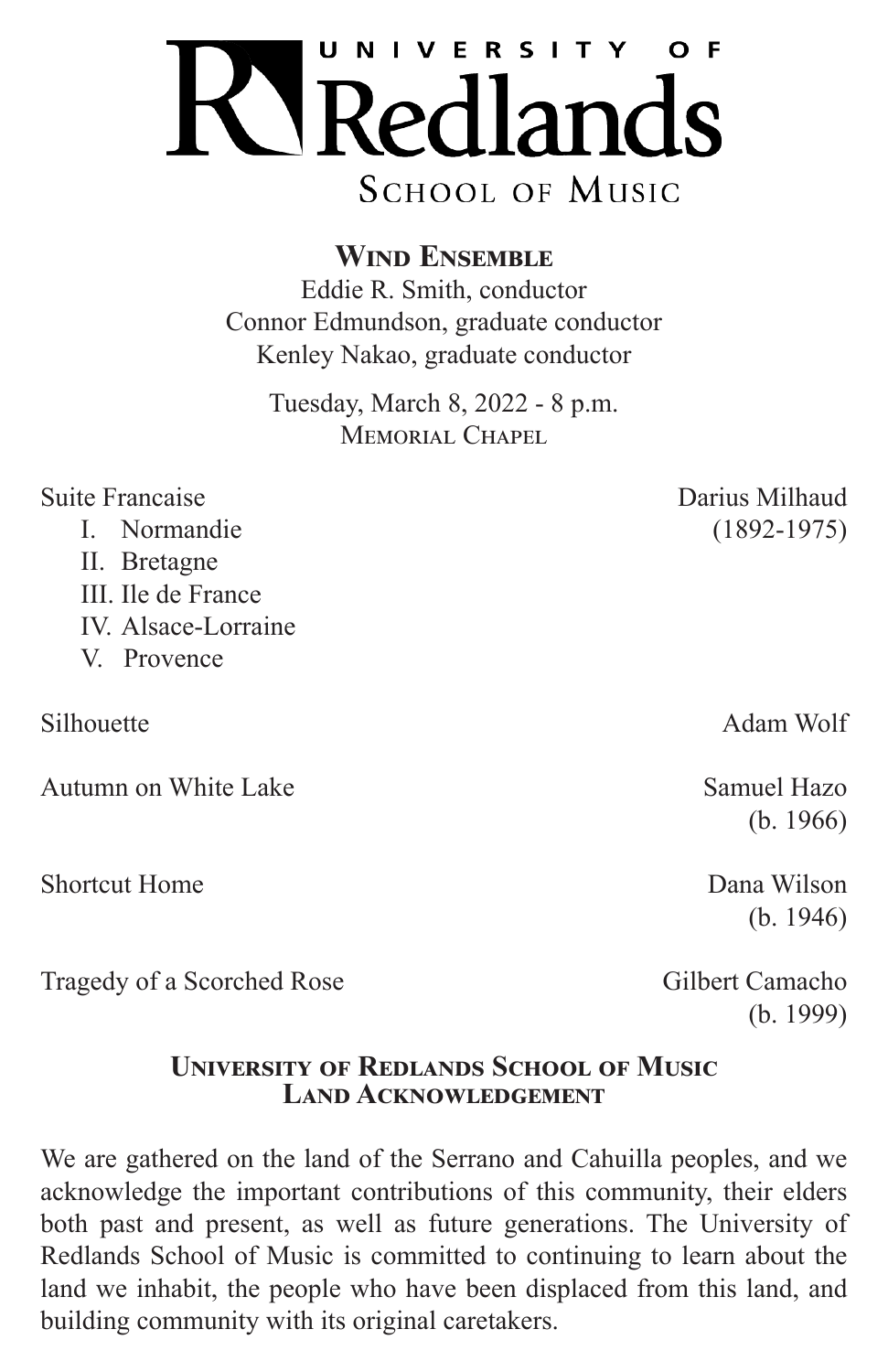# UNIVERSITY OF Redlands

## School of Music

### Wind Ensemble

Eddie R. Smith, conductor
Connor Edmundson, graduate conductor
Kenley Nakao, graduate conductor

Tuesday, March 8, 2022 - 8 p.m.
Memorial Chapel

Suite Francaise — Darius Milhaud (1892-1975)

- I. Normandie
- II. Bretagne
- III. Ile de France
- IV. Alsace-Lorraine
- V. Provence

Silhouette — Adam Wolf

Autumn on White Lake — Samuel Hazo (b. 1966)

Shortcut Home — Dana Wilson (b. 1946)

Tragedy of a Scorched Rose — Gilbert Camacho (b. 1999)

### University of Redlands School of Music Land Acknowledgement

We are gathered on the land of the Serrano and Cahuilla peoples, and we acknowledge the important contributions of this community, their elders both past and present, as well as future generations. The University of Redlands School of Music is committed to continuing to learn about the land we inhabit, the people who have been displaced from this land, and building community with its original caretakers.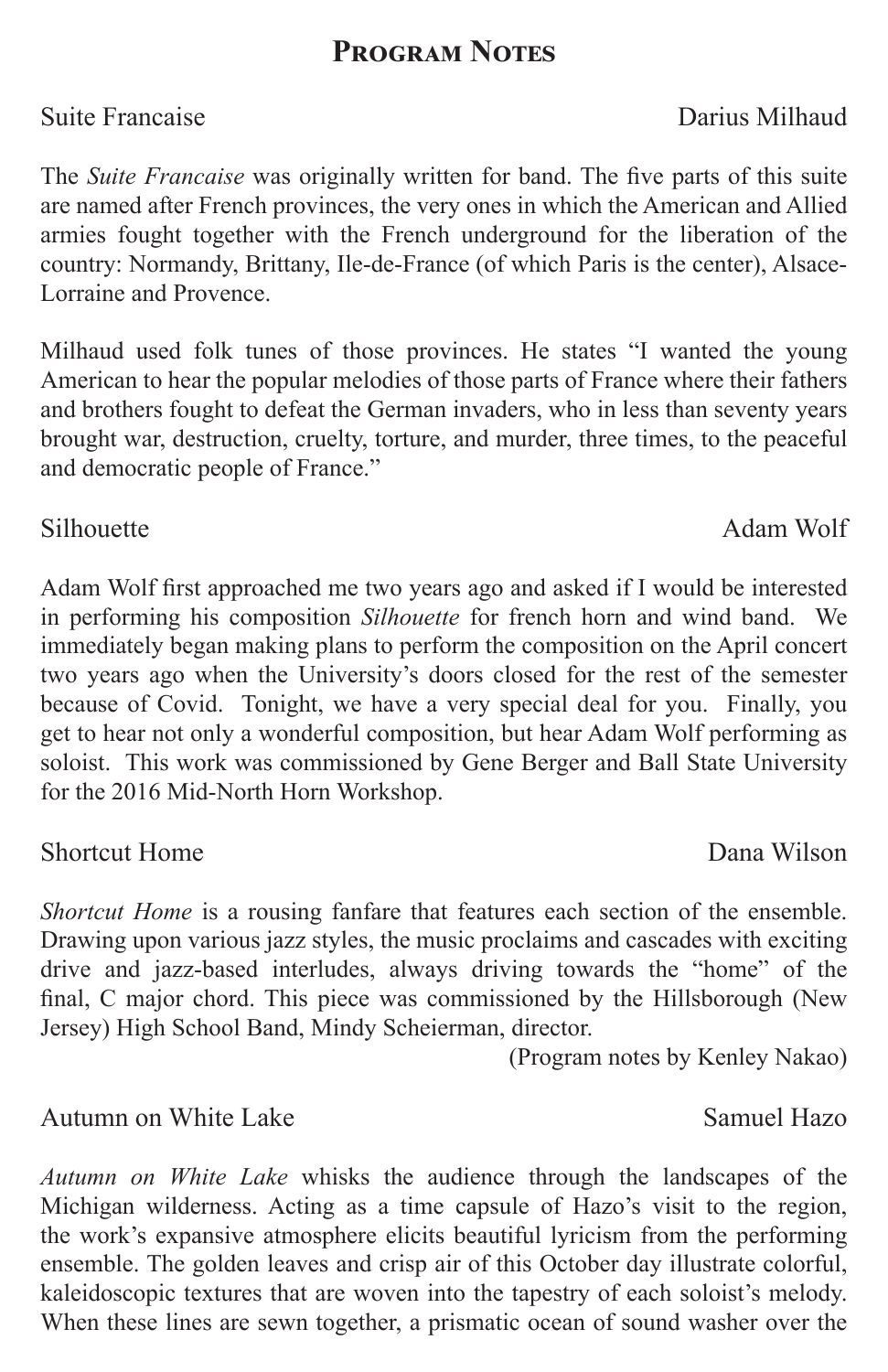# Program Notes

Suite Francaise — Darius Milhaud

The *Suite Francaise* was originally written for band. The five parts of this suite are named after French provinces, the very ones in which the American and Allied armies fought together with the French underground for the liberation of the country: Normandy, Brittany, Ile-de-France (of which Paris is the center), Alsace-Lorraine and Provence.

Milhaud used folk tunes of those provinces. He states "I wanted the young American to hear the popular melodies of those parts of France where their fathers and brothers fought to defeat the German invaders, who in less than seventy years brought war, destruction, cruelty, torture, and murder, three times, to the peaceful and democratic people of France."

Silhouette — Adam Wolf

Adam Wolf first approached me two years ago and asked if I would be interested in performing his composition *Silhouette* for french horn and wind band. We immediately began making plans to perform the composition on the April concert two years ago when the University's doors closed for the rest of the semester because of Covid. Tonight, we have a very special deal for you. Finally, you get to hear not only a wonderful composition, but hear Adam Wolf performing as soloist. This work was commissioned by Gene Berger and Ball State University for the 2016 Mid-North Horn Workshop.

Shortcut Home — Dana Wilson

*Shortcut Home* is a rousing fanfare that features each section of the ensemble. Drawing upon various jazz styles, the music proclaims and cascades with exciting drive and jazz-based interludes, always driving towards the "home" of the final, C major chord. This piece was commissioned by the Hillsborough (New Jersey) High School Band, Mindy Scheierman, director.

(Program notes by Kenley Nakao)

Autumn on White Lake — Samuel Hazo

*Autumn on White Lake* whisks the audience through the landscapes of the Michigan wilderness. Acting as a time capsule of Hazo's visit to the region, the work's expansive atmosphere elicits beautiful lyricism from the performing ensemble. The golden leaves and crisp air of this October day illustrate colorful, kaleidoscopic textures that are woven into the tapestry of each soloist's melody. When these lines are sewn together, a prismatic ocean of sound washer over the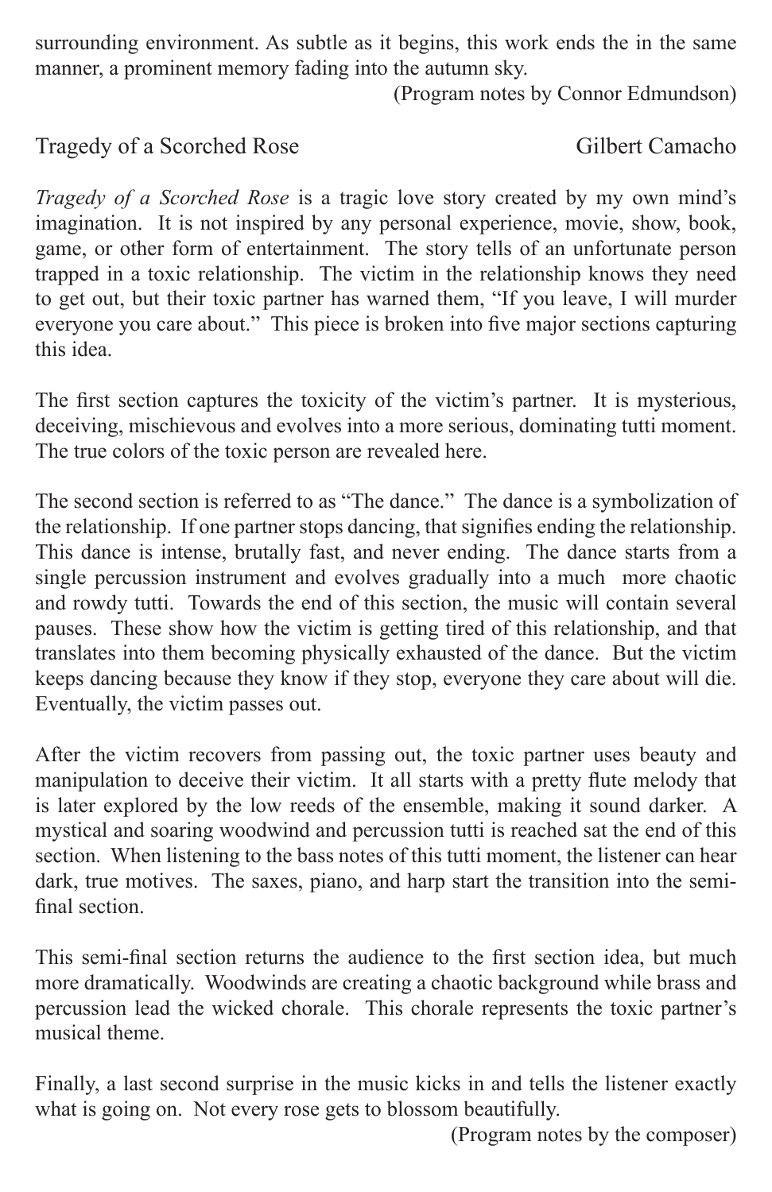surrounding environment. As subtle as it begins, this work ends the in the same manner, a prominent memory fading into the autumn sky.

(Program notes by Connor Edmundson)

## Tragedy of a Scorched Rose — Gilbert Camacho

*Tragedy of a Scorched Rose* is a tragic love story created by my own mind's imagination. It is not inspired by any personal experience, movie, show, book, game, or other form of entertainment. The story tells of an unfortunate person trapped in a toxic relationship. The victim in the relationship knows they need to get out, but their toxic partner has warned them, "If you leave, I will murder everyone you care about." This piece is broken into five major sections capturing this idea.

The first section captures the toxicity of the victim's partner. It is mysterious, deceiving, mischievous and evolves into a more serious, dominating tutti moment. The true colors of the toxic person are revealed here.

The second section is referred to as "The dance." The dance is a symbolization of the relationship. If one partner stops dancing, that signifies ending the relationship. This dance is intense, brutally fast, and never ending. The dance starts from a single percussion instrument and evolves gradually into a much more chaotic and rowdy tutti. Towards the end of this section, the music will contain several pauses. These show how the victim is getting tired of this relationship, and that translates into them becoming physically exhausted of the dance. But the victim keeps dancing because they know if they stop, everyone they care about will die. Eventually, the victim passes out.

After the victim recovers from passing out, the toxic partner uses beauty and manipulation to deceive their victim. It all starts with a pretty flute melody that is later explored by the low reeds of the ensemble, making it sound darker. A mystical and soaring woodwind and percussion tutti is reached sat the end of this section. When listening to the bass notes of this tutti moment, the listener can hear dark, true motives. The saxes, piano, and harp start the transition into the semi-final section.

This semi-final section returns the audience to the first section idea, but much more dramatically. Woodwinds are creating a chaotic background while brass and percussion lead the wicked chorale. This chorale represents the toxic partner's musical theme.

Finally, a last second surprise in the music kicks in and tells the listener exactly what is going on. Not every rose gets to blossom beautifully.

(Program notes by the composer)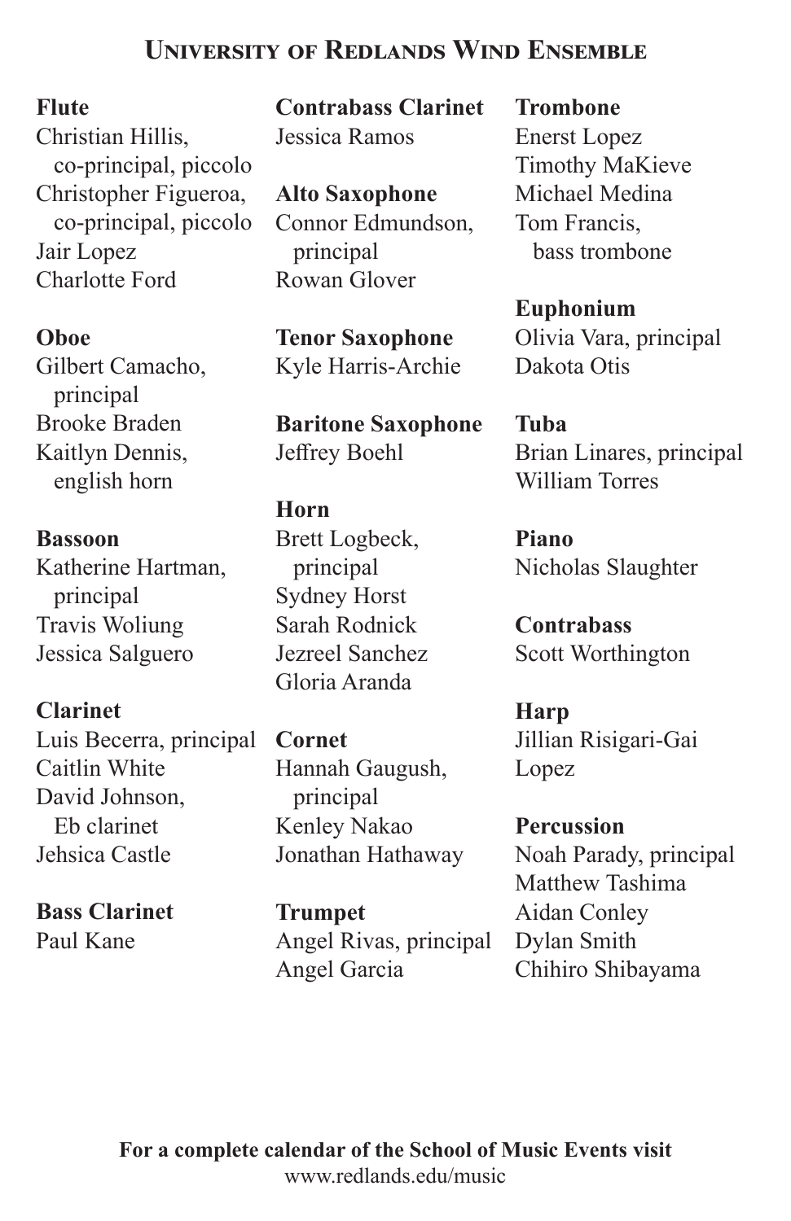## University of Redlands Wind Ensemble

**Flute**
Christian Hillis, co-principal, piccolo
Christopher Figueroa, co-principal, piccolo
Jair Lopez
Charlotte Ford

**Oboe**
Gilbert Camacho, principal
Brooke Braden
Kaitlyn Dennis, english horn

**Bassoon**
Katherine Hartman, principal
Travis Woliung
Jessica Salguero

**Clarinet**
Luis Becerra, principal
Caitlin White
David Johnson, Eb clarinet
Jehsica Castle

**Bass Clarinet**
Paul Kane

**Contrabass Clarinet**
Jessica Ramos

**Alto Saxophone**
Connor Edmundson, principal
Rowan Glover

**Tenor Saxophone**
Kyle Harris-Archie

**Baritone Saxophone**
Jeffrey Boehl

**Horn**
Brett Logbeck, principal
Sydney Horst
Sarah Rodnick
Jezreel Sanchez
Gloria Aranda

**Cornet**
Hannah Gaugush, principal
Kenley Nakao
Jonathan Hathaway

**Trumpet**
Angel Rivas, principal
Angel Garcia

**Trombone**
Enerst Lopez
Timothy MaKieve
Michael Medina
Tom Francis, bass trombone

**Euphonium**
Olivia Vara, principal
Dakota Otis

**Tuba**
Brian Linares, principal
William Torres

**Piano**
Nicholas Slaughter

**Contrabass**
Scott Worthington

**Harp**
Jillian Risigari-Gai Lopez

**Percussion**
Noah Parady, principal
Matthew Tashima
Aidan Conley
Dylan Smith
Chihiro Shibayama

**For a complete calendar of the School of Music Events visit**
www.redlands.edu/music